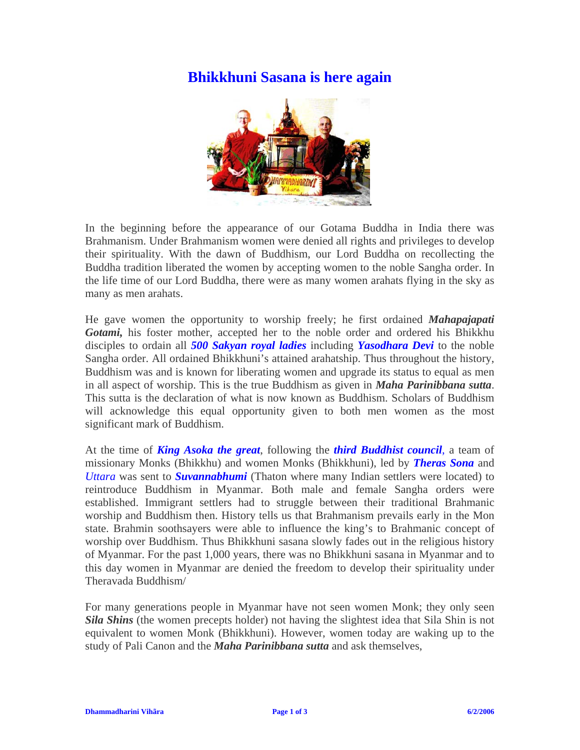# Bhikkhuni Sasana is here again

In the beginning before the appearance of our Gotama Buddha in India there was Brahmanism. Under Brahmanism women were denied all rights and privileges to develop their spirituality. With the dawn of Buddhism, our Lord Buddha on recollecting the Buddha tradition liberated the women by accepting women to the noble Sangha order. In the life time of our Lord Buddha, there were as many women arahats flying in the sky as many as men arahats.

He gave women the opportunity to worship freely; he first ordained ***Mahapajapati Gotami,*** his foster mother, accepted her to the noble order and ordered his Bhikkhu disciples to ordain all ***500 Sakyan royal ladies*** including ***Yasodhara Devi*** to the noble Sangha order. All ordained Bhikkhuni's attained arahatship. Thus throughout the history, Buddhism was and is known for liberating women and upgrade its status to equal as men in all aspect of worship. This is the true Buddhism as given in ***Maha Parinibbana sutta***. This sutta is the declaration of what is now known as Buddhism. Scholars of Buddhism will acknowledge this equal opportunity given to both men women as the most significant mark of Buddhism.

At the time of ***King Asoka the great***, following the ***third Buddhist council***, a team of missionary Monks (Bhikkhu) and women Monks (Bhikkhuni), led by ***Theras Sona*** and *Uttara* was sent to ***Suvannabhumi*** (Thaton where many Indian settlers were located) to reintroduce Buddhism in Myanmar. Both male and female Sangha orders were established. Immigrant settlers had to struggle between their traditional Brahmanic worship and Buddhism then. History tells us that Brahmanism prevails early in the Mon state. Brahmin soothsayers were able to influence the king's to Brahmanic concept of worship over Buddhism. Thus Bhikkhuni sasana slowly fades out in the religious history of Myanmar. For the past 1,000 years, there was no Bhikkhuni sasana in Myanmar and to this day women in Myanmar are denied the freedom to develop their spirituality under Theravada Buddhism/

For many generations people in Myanmar have not seen women Monk; they only seen ***Sila Shins*** (the women precepts holder) not having the slightest idea that Sila Shin is not equivalent to women Monk (Bhikkhuni). However, women today are waking up to the study of Pali Canon and the ***Maha Parinibbana sutta*** and ask themselves,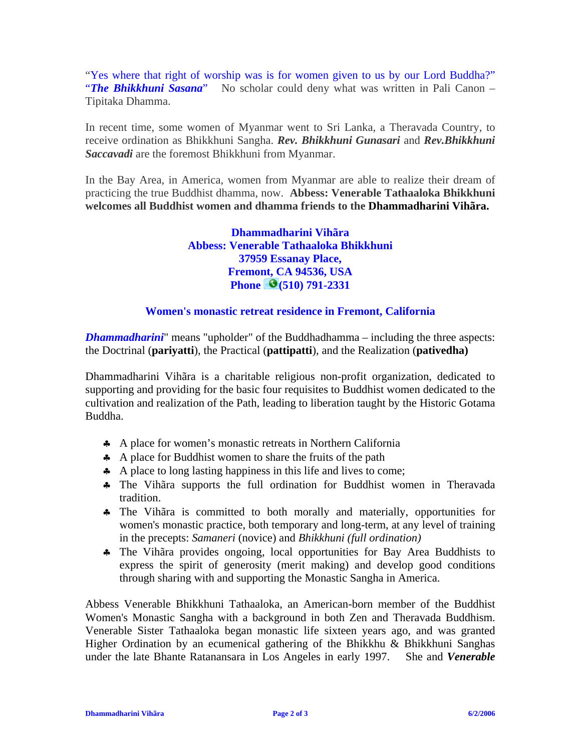"Yes where that right of worship was is for women given to us by our Lord Buddha?" "***The Bhikkhuni Sasana***" No scholar could deny what was written in Pali Canon – Tipitaka Dhamma.

In recent time, some women of Myanmar went to Sri Lanka, a Theravada Country, to receive ordination as Bhikkhuni Sangha. ***Rev. Bhikkhuni Gunasari*** and ***Rev.Bhikkhuni Saccavadi*** are the foremost Bhikkhuni from Myanmar.

In the Bay Area, in America, women from Myanmar are able to realize their dream of practicing the true Buddhist dhamma, now. **Abbess: Venerable Tathaaloka Bhikkhuni welcomes all Buddhist women and dhamma friends to the Dhammadharini Vihãra.**

**Dhammadharini Vihãra**
**Abbess: Venerable Tathaaloka Bhikkhuni**
**37959 Essanay Place,**
**Fremont, CA 94536, USA**
**Phone (510) 791-2331**

**Women's monastic retreat residence in Fremont, California**

***Dhammadharini***" means "upholder" of the Buddhadhamma – including the three aspects: the Doctrinal (**pariyatti**), the Practical (**pattipatti**), and the Realization (**pativedha)**

Dhammadharini Vihãra is a charitable religious non-profit organization, dedicated to supporting and providing for the basic four requisites to Buddhist women dedicated to the cultivation and realization of the Path, leading to liberation taught by the Historic Gotama Buddha.

- A place for women's monastic retreats in Northern California
- A place for Buddhist women to share the fruits of the path
- A place to long lasting happiness in this life and lives to come;
- The Vihãra supports the full ordination for Buddhist women in Theravada tradition.
- The Vihãra is committed to both morally and materially, opportunities for women's monastic practice, both temporary and long-term, at any level of training in the precepts: *Samaneri* (novice) and *Bhikkhuni (full ordination)*
- The Vihãra provides ongoing, local opportunities for Bay Area Buddhists to express the spirit of generosity (merit making) and develop good conditions through sharing with and supporting the Monastic Sangha in America.

Abbess Venerable Bhikkhuni Tathaaloka, an American-born member of the Buddhist Women's Monastic Sangha with a background in both Zen and Theravada Buddhism. Venerable Sister Tathaaloka began monastic life sixteen years ago, and was granted Higher Ordination by an ecumenical gathering of the Bhikkhu & Bhikkhuni Sanghas under the late Bhante Ratanansara in Los Angeles in early 1997. She and ***Venerable***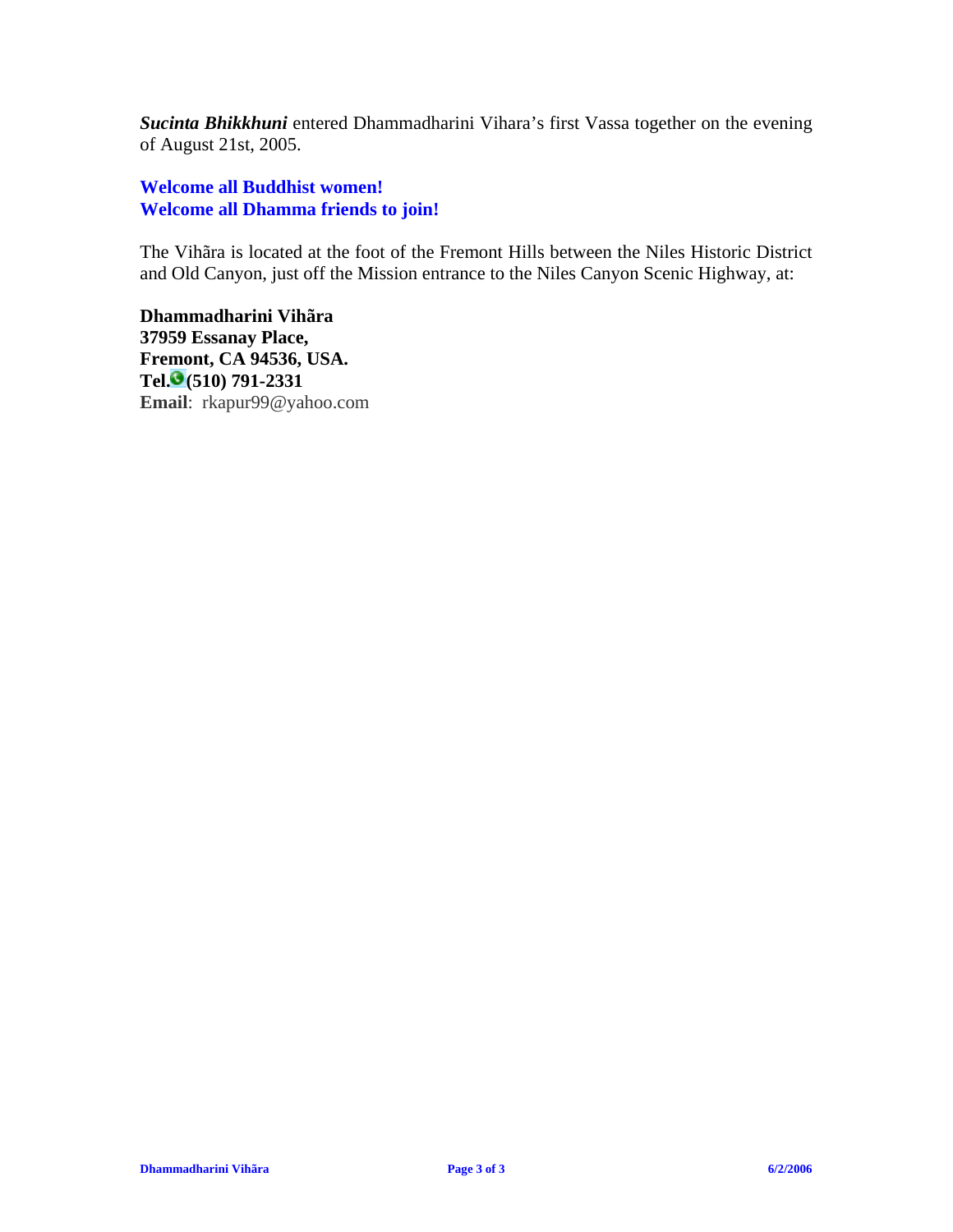***Sucinta Bhikkhuni*** entered Dhammadharini Vihara's first Vassa together on the evening of August 21st, 2005.

**Welcome all Buddhist women!**
**Welcome all Dhamma friends to join!**

The Vihãra is located at the foot of the Fremont Hills between the Niles Historic District and Old Canyon, just off the Mission entrance to the Niles Canyon Scenic Highway, at:

**Dhammadharini Vihãra**
**37959 Essanay Place,**
**Fremont, CA 94536, USA.**
**Tel. (510) 791-2331**
**Email**: rkapur99@yahoo.com